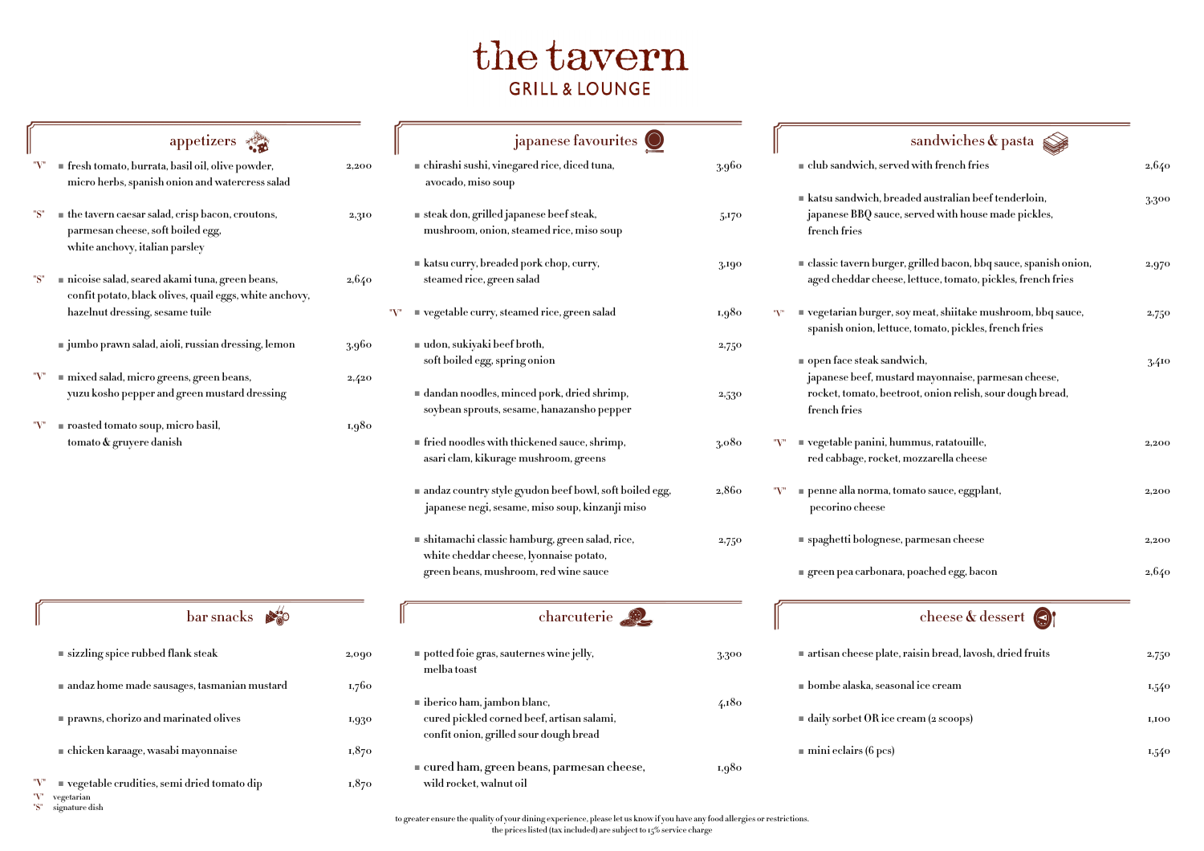# the tavern

GRILL & LOUNGE

## appetizers

- "V" fresh tomato, burrata, basil oil, olive powder, micro herbs, spanish onion and watercress salad — 2,200
- "S" the tavern caesar salad, crisp bacon, croutons, parmesan cheese, soft boiled egg, white anchovy, italian parsley — 2,310
- "S" nicoise salad, seared akami tuna, green beans, confit potato, black olives, quail eggs, white anchovy, hazelnut dressing, sesame tuile — 2,640
- jumbo prawn salad, aioli, russian dressing, lemon — 3,960
- "V" mixed salad, micro greens, green beans, yuzu kosho pepper and green mustard dressing — 2,420
- "V" roasted tomato soup, micro basil, tomato & gruyere danish — 1,980

## japanese favourites

- chirashi sushi, vinegared rice, diced tuna, avocado, miso soup — 3,960
- steak don, grilled japanese beef steak, mushroom, onion, steamed rice, miso soup — 5,170
- katsu curry, breaded pork chop, curry, steamed rice, green salad — 3,190
- "V" vegetable curry, steamed rice, green salad — 1,980
- udon, sukiyaki beef broth, soft boiled egg, spring onion — 2,750
- dandan noodles, minced pork, dried shrimp, soybean sprouts, sesame, hanazansho pepper — 2,530
- fried noodles with thickened sauce, shrimp, asari clam, kikurage mushroom, greens — 3,080
- andaz country style gyudon beef bowl, soft boiled egg, japanese negi, sesame, miso soup, kinzanji miso — 2,860
- shitamachi classic hamburg, green salad, rice, white cheddar cheese, lyonnaise potato, green beans, mushroom, red wine sauce — 2,750

## sandwiches & pasta

- club sandwich, served with french fries — 2,640
- katsu sandwich, breaded australian beef tenderloin, japanese BBQ sauce, served with house made pickles, french fries — 3,300
- classic tavern burger, grilled bacon, bbq sauce, spanish onion, aged cheddar cheese, lettuce, tomato, pickles, french fries — 2,970
- "V" vegetarian burger, soy meat, shiitake mushroom, bbq sauce, spanish onion, lettuce, tomato, pickles, french fries — 2,750
- open face steak sandwich, japanese beef, mustard mayonnaise, parmesan cheese, rocket, tomato, beetroot, onion relish, sour dough bread, french fries — 3,410
- "V" vegetable panini, hummus, ratatouille, red cabbage, rocket, mozzarella cheese — 2,200
- "V" penne alla norma, tomato sauce, eggplant, pecorino cheese — 2,200
- spaghetti bolognese, parmesan cheese — 2,200
- green pea carbonara, poached egg, bacon — 2,640

## bar snacks

- sizzling spice rubbed flank steak — 2,090
- andaz home made sausages, tasmanian mustard — 1,760
- prawns, chorizo and marinated olives — 1,930
- chicken karaage, wasabi mayonnaise — 1,870
- "V" vegetable crudities, semi dried tomato dip — 1,870

"V" vegetarian
"S" signature dish

## charcuterie

- potted foie gras, sauternes wine jelly, melba toast — 3,300
- iberico ham, jambon blanc, cured pickled corned beef, artisan salami, confit onion, grilled sour dough bread — 4,180
- cured ham, green beans, parmesan cheese, wild rocket, walnut oil — 1,980

## cheese & dessert

- artisan cheese plate, raisin bread, lavosh, dried fruits — 2,750
- bombe alaska, seasonal ice cream — 1,540
- daily sorbet OR ice cream (2 scoops) — 1,100
- mini eclairs (6 pcs) — 1,540

to greater ensure the quality of your dining experience, please let us know if you have any food allergies or restrictions.
the prices listed (tax included) are subject to 15% service charge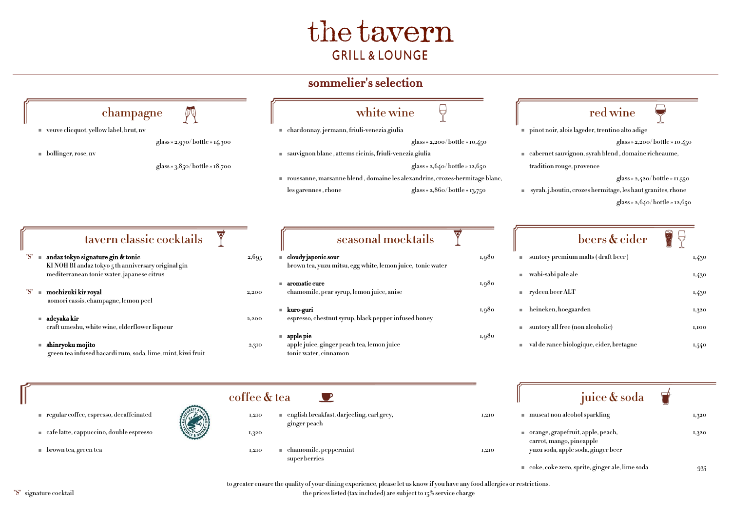# the tavern

GRILL & LOUNGE

## sommelier's selection

### champagne

- veuve clicquot, yellow label, brut, nv
  glass » 2,970 / bottle » 14,300
- bollinger, rose, nv
  glass » 3,850 / bottle » 18,700

### white wine

- chardonnay, jermann, friuli-venezia giulia
  glass » 2,200 / bottle » 10,450
- sauvignon blanc , attems cicinis, friuli-venezia giulia
  glass » 2,640 / bottle » 12,650
- roussanne, marsanne blend , domaine les alexandrins, crozes-hermitage blanc, les garennes , rhone
  glass » 2,860 / bottle » 13,750

### red wine

- pinot noir, alois lageder, trentino alto adige
  glass » 2,200 / bottle » 10,450
- cabernet sauvignon, syrah blend , domaine richeaume, tradition rouge, provence
  glass » 2,420 / bottle » 11,550
- syrah, j.boutin, crozes hermitage, les haut granites, rhone
  glass » 2,640 / bottle » 12,650

### tavern classic cocktails

- "S" **andaz tokyo signature gin & tonic** — 2,695
  KI NOH BI andaz tokyo 5 th anniversary original gin mediterranean tonic water, japanese citrus
- "S" **mochizuki kir royal** — 2,200
  aomori cassis, champagne, lemon peel
- **adeyaka kir** — 2,200
  craft umeshu, white wine, elderflower liqueur
- **shinryoku mojito** — 2,310
  green tea infused bacardi rum, soda, lime, mint, kiwi fruit

### seasonal mocktails

- **cloudy japonic sour** — 1,980
  brown tea, yuzu mitsu, egg white, lemon juice, tonic water
- **aromatic cure** — 1,980
  chamomile, pear syrup, lemon juice, anise
- **kuro-guri** — 1,980
  espresso, chestnut syrup, black pepper infused honey
- **apple pie** — 1,980
  apple juice, ginger peach tea, lemon juice tonic water, cinnamon

### beers & cider

- suntory premium malts ( draft beer ) — 1,430
- wabi-sabi pale ale — 1,430
- rydeen beer ALT — 1,430
- heineken, hoegaarden — 1,320
- suntory all free (non alcoholic) — 1,100
- val de rance biologique, cider, bretagne — 1,540

### coffee & tea

- regular coffee, espresso, decaffeinated — 1,210
- cafe latte, cappuccino, double espresso — 1,320
- brown tea, green tea — 1,210
- english breakfast, darjeeling, earl grey, ginger peach — 1,210
- chamomile, peppermint super berries — 1,210

### juice & soda

- muscat non alcohol sparkling — 1,320
- orange, grapefruit, apple, peach, carrot, mango, pineapple yuzu soda, apple soda, ginger beer — 1,320
- coke, coke zero, sprite, ginger ale, lime soda — 935

"S" signature cocktail

to greater ensure the quality of your dining experience, please let us know if you have any food allergies or restrictions.
the prices listed (tax included) are subject to 15% service charge